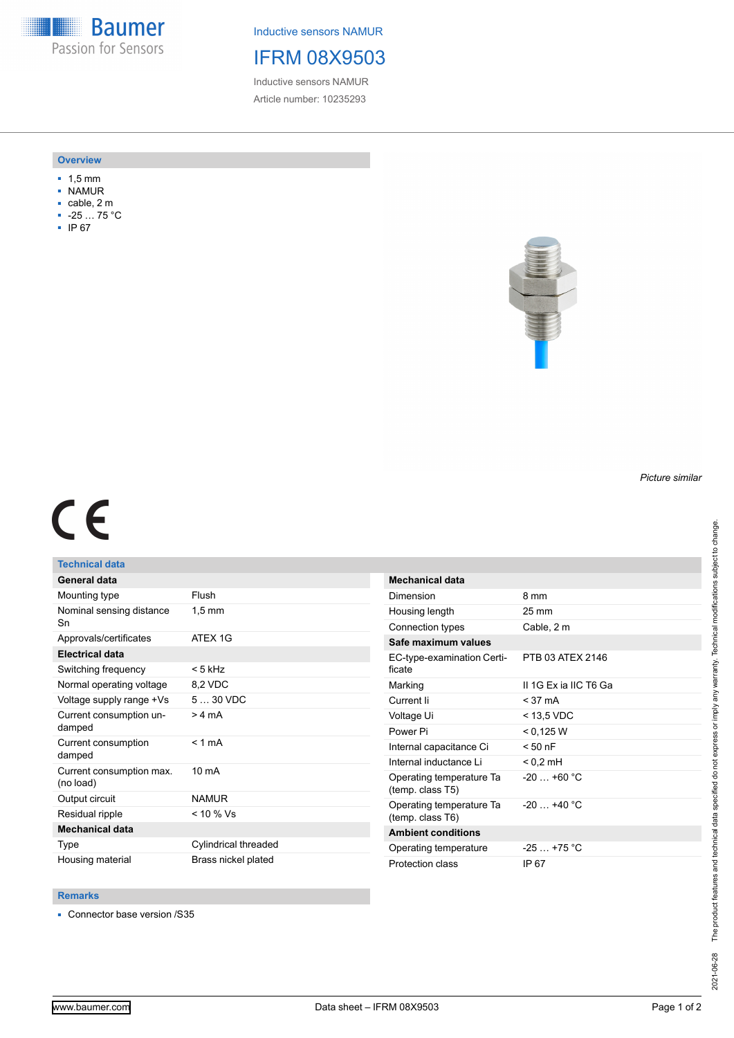Baumer
Passion for Sensors

Inductive sensors NAMUR

# IFRM 08X9503

Inductive sensors NAMUR

Article number: 10235293

## Overview

- 1,5 mm
- NAMUR
- cable, 2 m
- -25 … 75 °C
- IP 67

*Picture similar*

CE

## Technical data

| General data | |
|---|---|
| Mounting type | Flush |
| Nominal sensing distance Sn | 1,5 mm |
| Approvals/certificates | ATEX 1G |
| **Electrical data** | |
| Switching frequency | < 5 kHz |
| Normal operating voltage | 8,2 VDC |
| Voltage supply range +Vs | 5 … 30 VDC |
| Current consumption undamped | > 4 mA |
| Current consumption damped | < 1 mA |
| Current consumption max. (no load) | 10 mA |
| Output circuit | NAMUR |
| Residual ripple | < 10 % Vs |
| **Mechanical data** | |
| Type | Cylindrical threaded |
| Housing material | Brass nickel plated |

| Mechanical data | |
|---|---|
| Dimension | 8 mm |
| Housing length | 25 mm |
| Connection types | Cable, 2 m |
| **Safe maximum values** | |
| EC-type-examination Certificate | PTB 03 ATEX 2146 |
| Marking | II 1G Ex ia IIC T6 Ga |
| Current Ii | < 37 mA |
| Voltage Ui | < 13,5 VDC |
| Power Pi | < 0,125 W |
| Internal capacitance Ci | < 50 nF |
| Internal inductance Li | < 0,2 mH |
| Operating temperature Ta (temp. class T5) | -20 … +60 °C |
| Operating temperature Ta (temp. class T6) | -20 … +40 °C |
| **Ambient conditions** | |
| Operating temperature | -25 … +75 °C |
| Protection class | IP 67 |

## Remarks

- Connector base version /S35

2021-06-28 The product features and technical data specified do not express or imply any warranty. Technical modifications subject to change.

www.baumer.com Data sheet – IFRM 08X9503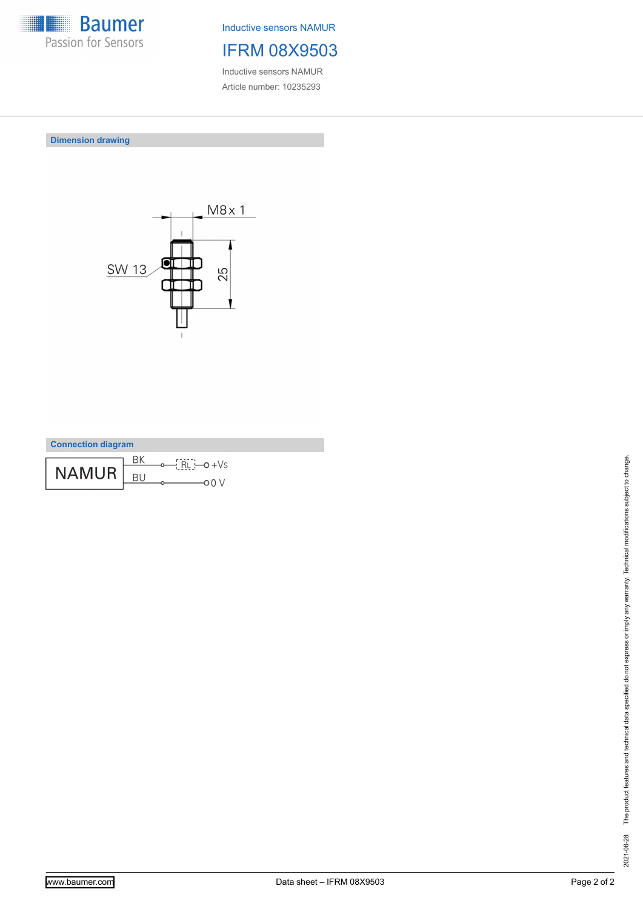Inductive sensors NAMUR

# IFRM 08X9503

Inductive sensors NAMUR

Article number: 10235293

## Dimension drawing

M8 x 1

SW 13

25

## Connection diagram

NAMUR

BK

BU

RL

+Vs

0 V

2021-06-28 The product features and technical data specified do not express or imply any warranty. Technical modifications subject to change.